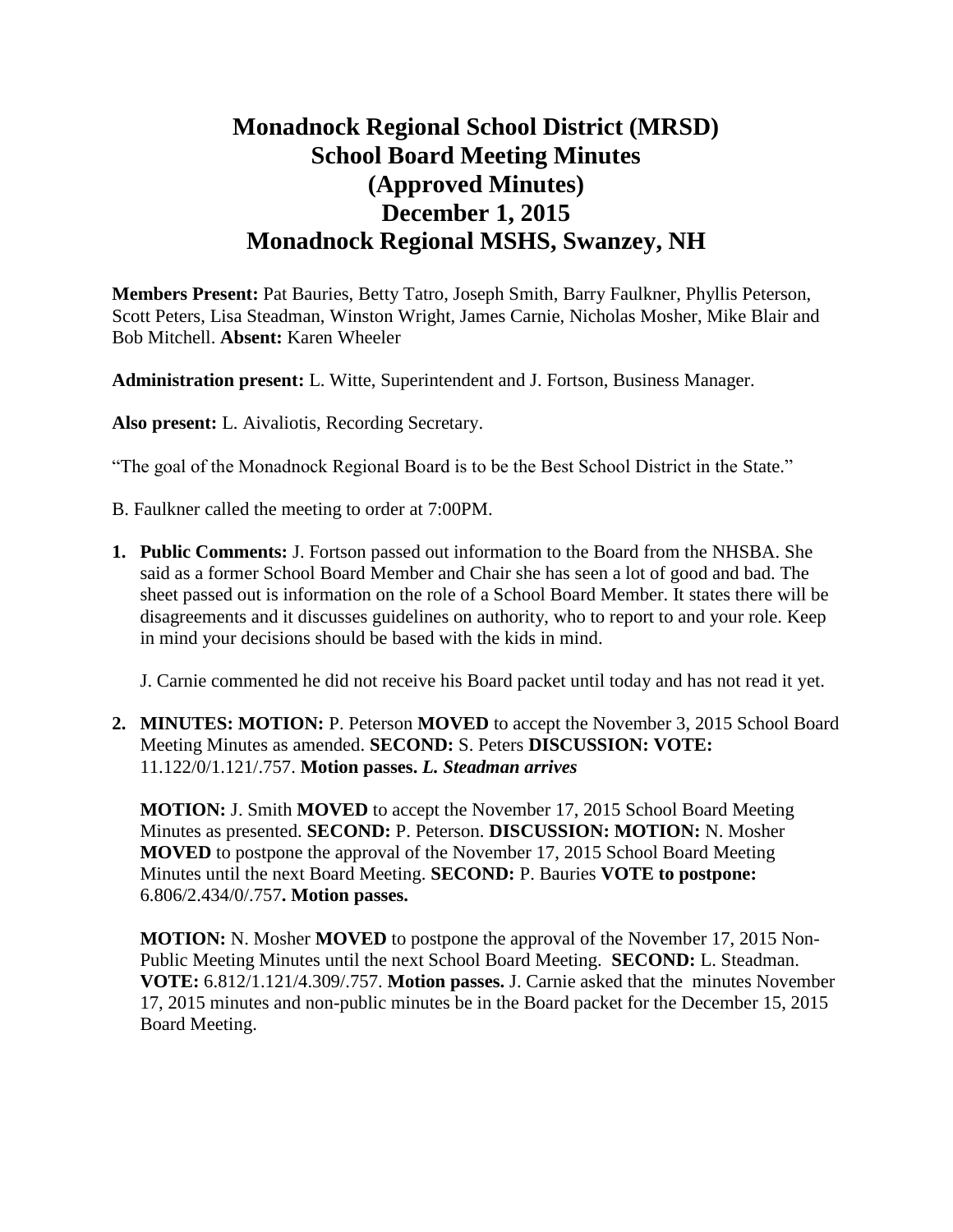# Monadnock Regional School District (MRSD)
# School Board Meeting Minutes
# (Approved Minutes)
# December 1, 2015
# Monadnock Regional MSHS, Swanzey, NH

**Members Present:** Pat Bauries, Betty Tatro, Joseph Smith, Barry Faulkner, Phyllis Peterson, Scott Peters, Lisa Steadman, Winston Wright, James Carnie, Nicholas Mosher, Mike Blair and Bob Mitchell. **Absent:** Karen Wheeler

**Administration present:** L. Witte, Superintendent and J. Fortson, Business Manager.

**Also present:** L. Aivaliotis, Recording Secretary.

"The goal of the Monadnock Regional Board is to be the Best School District in the State."

B. Faulkner called the meeting to order at 7:00PM.

1. **Public Comments:** J. Fortson passed out information to the Board from the NHSBA. She said as a former School Board Member and Chair she has seen a lot of good and bad. The sheet passed out is information on the role of a School Board Member. It states there will be disagreements and it discusses guidelines on authority, who to report to and your role. Keep in mind your decisions should be based with the kids in mind.

   J. Carnie commented he did not receive his Board packet until today and has not read it yet.

2. **MINUTES: MOTION:** P. Peterson **MOVED** to accept the November 3, 2015 School Board Meeting Minutes as amended. **SECOND:** S. Peters **DISCUSSION: VOTE:** 11.122/0/1.121/.757. **Motion passes.** ***L. Steadman arrives***

   **MOTION:** J. Smith **MOVED** to accept the November 17, 2015 School Board Meeting Minutes as presented. **SECOND:** P. Peterson. **DISCUSSION: MOTION:** N. Mosher **MOVED** to postpone the approval of the November 17, 2015 School Board Meeting Minutes until the next Board Meeting. **SECOND:** P. Bauries **VOTE to postpone:** 6.806/2.434/0/.757**. Motion passes.**

   **MOTION:** N. Mosher **MOVED** to postpone the approval of the November 17, 2015 Non-Public Meeting Minutes until the next School Board Meeting. **SECOND:** L. Steadman. **VOTE:** 6.812/1.121/4.309/.757. **Motion passes.** J. Carnie asked that the minutes November 17, 2015 minutes and non-public minutes be in the Board packet for the December 15, 2015 Board Meeting.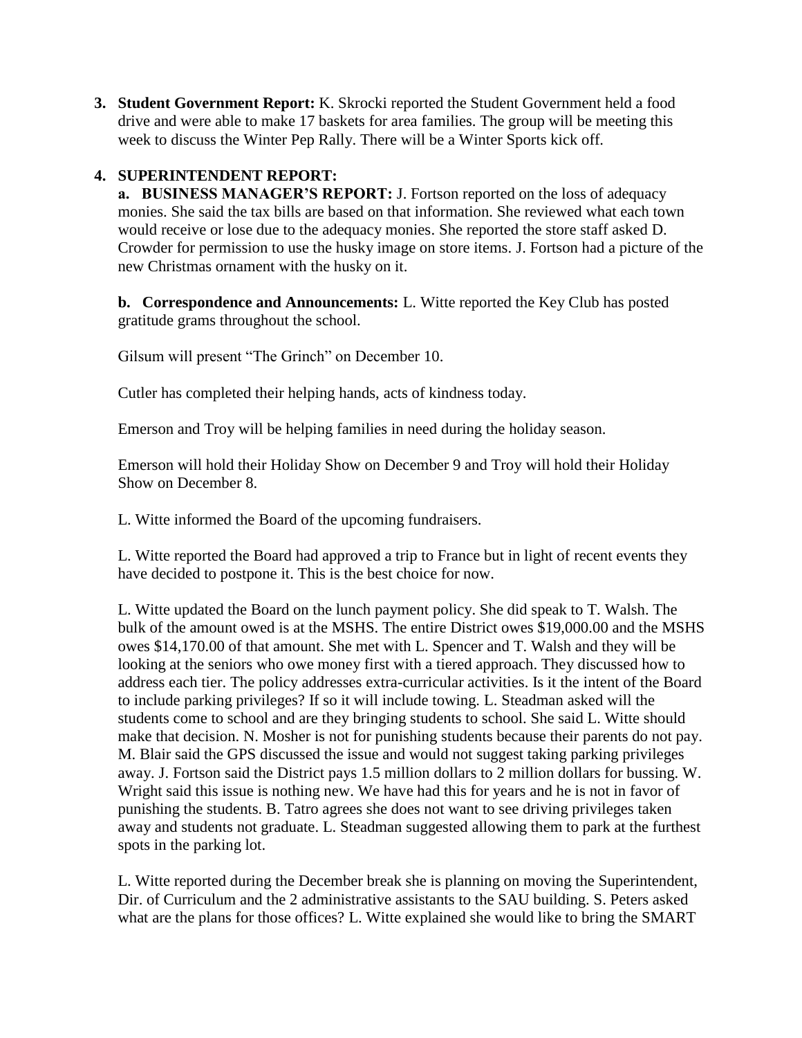**3. Student Government Report:** K. Skrocki reported the Student Government held a food drive and were able to make 17 baskets for area families. The group will be meeting this week to discuss the Winter Pep Rally. There will be a Winter Sports kick off.

**4. SUPERINTENDENT REPORT:**

**a. BUSINESS MANAGER'S REPORT:** J. Fortson reported on the loss of adequacy monies. She said the tax bills are based on that information. She reviewed what each town would receive or lose due to the adequacy monies. She reported the store staff asked D. Crowder for permission to use the husky image on store items. J. Fortson had a picture of the new Christmas ornament with the husky on it.

**b. Correspondence and Announcements:** L. Witte reported the Key Club has posted gratitude grams throughout the school.

Gilsum will present "The Grinch" on December 10.

Cutler has completed their helping hands, acts of kindness today.

Emerson and Troy will be helping families in need during the holiday season.

Emerson will hold their Holiday Show on December 9 and Troy will hold their Holiday Show on December 8.

L. Witte informed the Board of the upcoming fundraisers.

L. Witte reported the Board had approved a trip to France but in light of recent events they have decided to postpone it. This is the best choice for now.

L. Witte updated the Board on the lunch payment policy. She did speak to T. Walsh. The bulk of the amount owed is at the MSHS. The entire District owes $19,000.00 and the MSHS owes $14,170.00 of that amount. She met with L. Spencer and T. Walsh and they will be looking at the seniors who owe money first with a tiered approach. They discussed how to address each tier. The policy addresses extra-curricular activities. Is it the intent of the Board to include parking privileges? If so it will include towing. L. Steadman asked will the students come to school and are they bringing students to school. She said L. Witte should make that decision. N. Mosher is not for punishing students because their parents do not pay. M. Blair said the GPS discussed the issue and would not suggest taking parking privileges away. J. Fortson said the District pays 1.5 million dollars to 2 million dollars for bussing. W. Wright said this issue is nothing new. We have had this for years and he is not in favor of punishing the students. B. Tatro agrees she does not want to see driving privileges taken away and students not graduate. L. Steadman suggested allowing them to park at the furthest spots in the parking lot.

L. Witte reported during the December break she is planning on moving the Superintendent, Dir. of Curriculum and the 2 administrative assistants to the SAU building. S. Peters asked what are the plans for those offices? L. Witte explained she would like to bring the SMART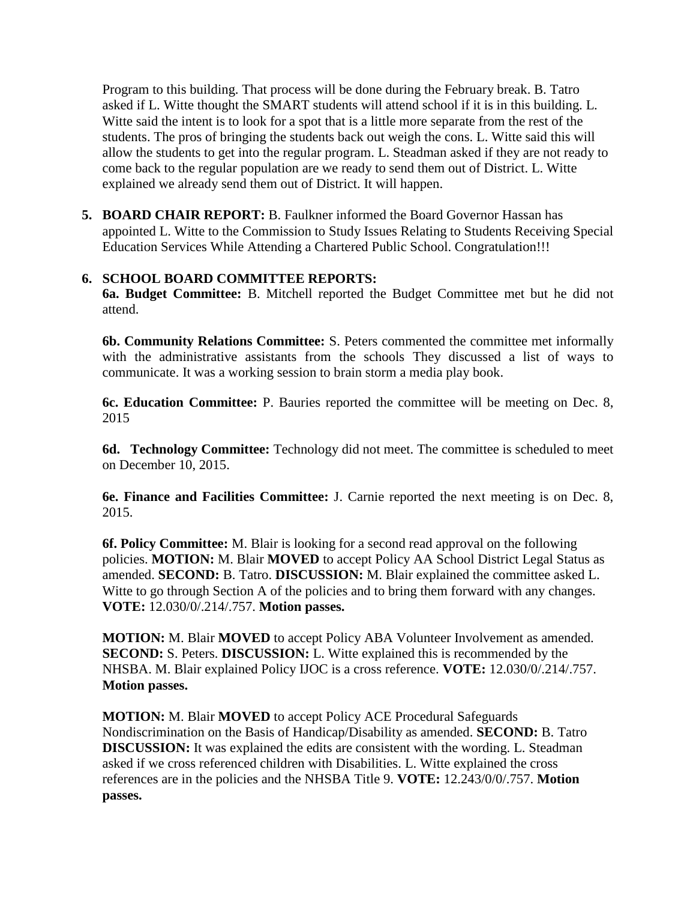Program to this building. That process will be done during the February break. B. Tatro asked if L. Witte thought the SMART students will attend school if it is in this building. L. Witte said the intent is to look for a spot that is a little more separate from the rest of the students. The pros of bringing the students back out weigh the cons. L. Witte said this will allow the students to get into the regular program. L. Steadman asked if they are not ready to come back to the regular population are we ready to send them out of District. L. Witte explained we already send them out of District. It will happen.

5. **BOARD CHAIR REPORT:** B. Faulkner informed the Board Governor Hassan has appointed L. Witte to the Commission to Study Issues Relating to Students Receiving Special Education Services While Attending a Chartered Public School. Congratulation!!!

6. **SCHOOL BOARD COMMITTEE REPORTS:**

**6a. Budget Committee:** B. Mitchell reported the Budget Committee met but he did not attend.

**6b. Community Relations Committee:** S. Peters commented the committee met informally with the administrative assistants from the schools They discussed a list of ways to communicate. It was a working session to brain storm a media play book.

**6c. Education Committee:** P. Bauries reported the committee will be meeting on Dec. 8, 2015

**6d. Technology Committee:** Technology did not meet. The committee is scheduled to meet on December 10, 2015.

**6e. Finance and Facilities Committee:** J. Carnie reported the next meeting is on Dec. 8, 2015.

**6f. Policy Committee:** M. Blair is looking for a second read approval on the following policies. **MOTION:** M. Blair **MOVED** to accept Policy AA School District Legal Status as amended. **SECOND:** B. Tatro. **DISCUSSION:** M. Blair explained the committee asked L. Witte to go through Section A of the policies and to bring them forward with any changes. **VOTE:** 12.030/0/.214/.757. **Motion passes.**

**MOTION:** M. Blair **MOVED** to accept Policy ABA Volunteer Involvement as amended. **SECOND:** S. Peters. **DISCUSSION:** L. Witte explained this is recommended by the NHSBA. M. Blair explained Policy IJOC is a cross reference. **VOTE:** 12.030/0/.214/.757. **Motion passes.**

**MOTION:** M. Blair **MOVED** to accept Policy ACE Procedural Safeguards Nondiscrimination on the Basis of Handicap/Disability as amended. **SECOND:** B. Tatro **DISCUSSION:** It was explained the edits are consistent with the wording. L. Steadman asked if we cross referenced children with Disabilities. L. Witte explained the cross references are in the policies and the NHSBA Title 9. **VOTE:** 12.243/0/0/.757. **Motion passes.**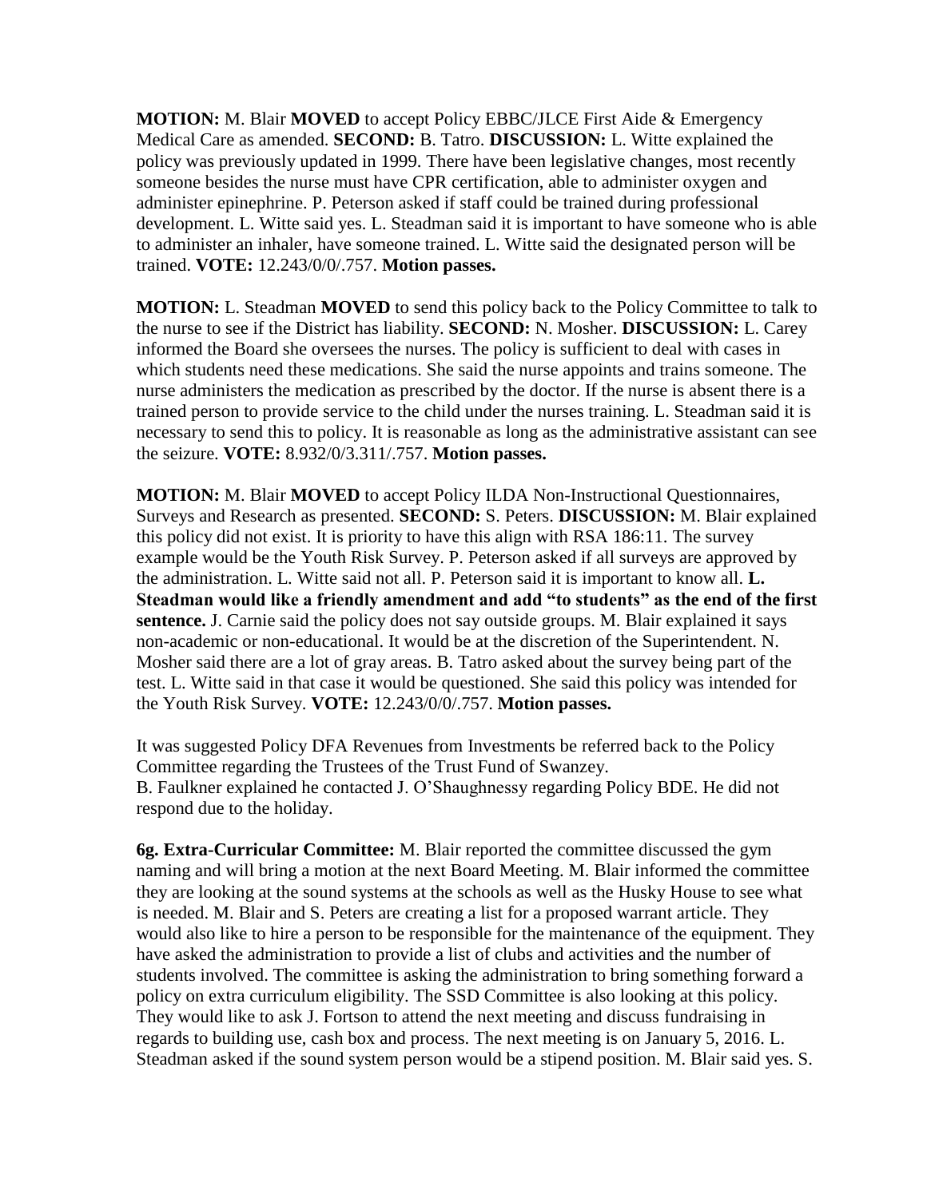**MOTION:** M. Blair **MOVED** to accept Policy EBBC/JLCE First Aide & Emergency Medical Care as amended. **SECOND:** B. Tatro. **DISCUSSION:** L. Witte explained the policy was previously updated in 1999. There have been legislative changes, most recently someone besides the nurse must have CPR certification, able to administer oxygen and administer epinephrine. P. Peterson asked if staff could be trained during professional development. L. Witte said yes. L. Steadman said it is important to have someone who is able to administer an inhaler, have someone trained. L. Witte said the designated person will be trained. **VOTE:** 12.243/0/0/.757. **Motion passes.**

**MOTION:** L. Steadman **MOVED** to send this policy back to the Policy Committee to talk to the nurse to see if the District has liability. **SECOND:** N. Mosher. **DISCUSSION:** L. Carey informed the Board she oversees the nurses. The policy is sufficient to deal with cases in which students need these medications. She said the nurse appoints and trains someone. The nurse administers the medication as prescribed by the doctor. If the nurse is absent there is a trained person to provide service to the child under the nurses training. L. Steadman said it is necessary to send this to policy. It is reasonable as long as the administrative assistant can see the seizure. **VOTE:** 8.932/0/3.311/.757. **Motion passes.**

**MOTION:** M. Blair **MOVED** to accept Policy ILDA Non-Instructional Questionnaires, Surveys and Research as presented. **SECOND:** S. Peters. **DISCUSSION:** M. Blair explained this policy did not exist. It is priority to have this align with RSA 186:11. The survey example would be the Youth Risk Survey. P. Peterson asked if all surveys are approved by the administration. L. Witte said not all. P. Peterson said it is important to know all. **L. Steadman would like a friendly amendment and add "to students" as the end of the first sentence.** J. Carnie said the policy does not say outside groups. M. Blair explained it says non-academic or non-educational. It would be at the discretion of the Superintendent. N. Mosher said there are a lot of gray areas. B. Tatro asked about the survey being part of the test. L. Witte said in that case it would be questioned. She said this policy was intended for the Youth Risk Survey. **VOTE:** 12.243/0/0/.757. **Motion passes.**

It was suggested Policy DFA Revenues from Investments be referred back to the Policy Committee regarding the Trustees of the Trust Fund of Swanzey.
B. Faulkner explained he contacted J. O'Shaughnessy regarding Policy BDE. He did not respond due to the holiday.

**6g. Extra-Curricular Committee:** M. Blair reported the committee discussed the gym naming and will bring a motion at the next Board Meeting. M. Blair informed the committee they are looking at the sound systems at the schools as well as the Husky House to see what is needed. M. Blair and S. Peters are creating a list for a proposed warrant article. They would also like to hire a person to be responsible for the maintenance of the equipment. They have asked the administration to provide a list of clubs and activities and the number of students involved. The committee is asking the administration to bring something forward a policy on extra curriculum eligibility. The SSD Committee is also looking at this policy. They would like to ask J. Fortson to attend the next meeting and discuss fundraising in regards to building use, cash box and process. The next meeting is on January 5, 2016. L. Steadman asked if the sound system person would be a stipend position. M. Blair said yes. S.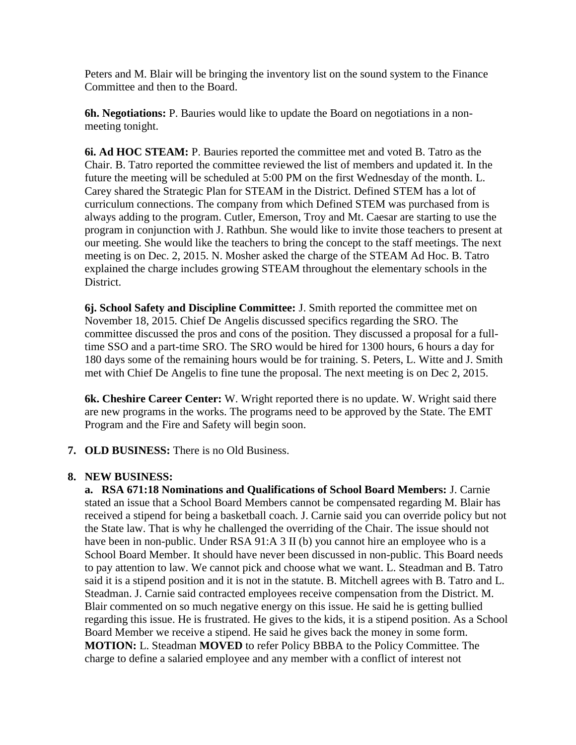Peters and M. Blair will be bringing the inventory list on the sound system to the Finance Committee and then to the Board.

**6h. Negotiations:** P. Bauries would like to update the Board on negotiations in a non-meeting tonight.

**6i. Ad HOC STEAM:** P. Bauries reported the committee met and voted B. Tatro as the Chair. B. Tatro reported the committee reviewed the list of members and updated it. In the future the meeting will be scheduled at 5:00 PM on the first Wednesday of the month. L. Carey shared the Strategic Plan for STEAM in the District. Defined STEM has a lot of curriculum connections. The company from which Defined STEM was purchased from is always adding to the program. Cutler, Emerson, Troy and Mt. Caesar are starting to use the program in conjunction with J. Rathbun. She would like to invite those teachers to present at our meeting. She would like the teachers to bring the concept to the staff meetings. The next meeting is on Dec. 2, 2015. N. Mosher asked the charge of the STEAM Ad Hoc. B. Tatro explained the charge includes growing STEAM throughout the elementary schools in the District.

**6j. School Safety and Discipline Committee:** J. Smith reported the committee met on November 18, 2015. Chief De Angelis discussed specifics regarding the SRO. The committee discussed the pros and cons of the position. They discussed a proposal for a full-time SSO and a part-time SRO. The SRO would be hired for 1300 hours, 6 hours a day for 180 days some of the remaining hours would be for training. S. Peters, L. Witte and J. Smith met with Chief De Angelis to fine tune the proposal. The next meeting is on Dec 2, 2015.

**6k. Cheshire Career Center:** W. Wright reported there is no update. W. Wright said there are new programs in the works. The programs need to be approved by the State. The EMT Program and the Fire and Safety will begin soon.

7. **OLD BUSINESS:** There is no Old Business.

8. **NEW BUSINESS:**

   **a. RSA 671:18 Nominations and Qualifications of School Board Members:** J. Carnie stated an issue that a School Board Members cannot be compensated regarding M. Blair has received a stipend for being a basketball coach. J. Carnie said you can override policy but not the State law. That is why he challenged the overriding of the Chair. The issue should not have been in non-public. Under RSA 91:A 3 II (b) you cannot hire an employee who is a School Board Member. It should have never been discussed in non-public. This Board needs to pay attention to law. We cannot pick and choose what we want. L. Steadman and B. Tatro said it is a stipend position and it is not in the statute. B. Mitchell agrees with B. Tatro and L. Steadman. J. Carnie said contracted employees receive compensation from the District. M. Blair commented on so much negative energy on this issue. He said he is getting bullied regarding this issue. He is frustrated. He gives to the kids, it is a stipend position. As a School Board Member we receive a stipend. He said he gives back the money in some form.
   **MOTION:** L. Steadman **MOVED** to refer Policy BBBA to the Policy Committee. The charge to define a salaried employee and any member with a conflict of interest not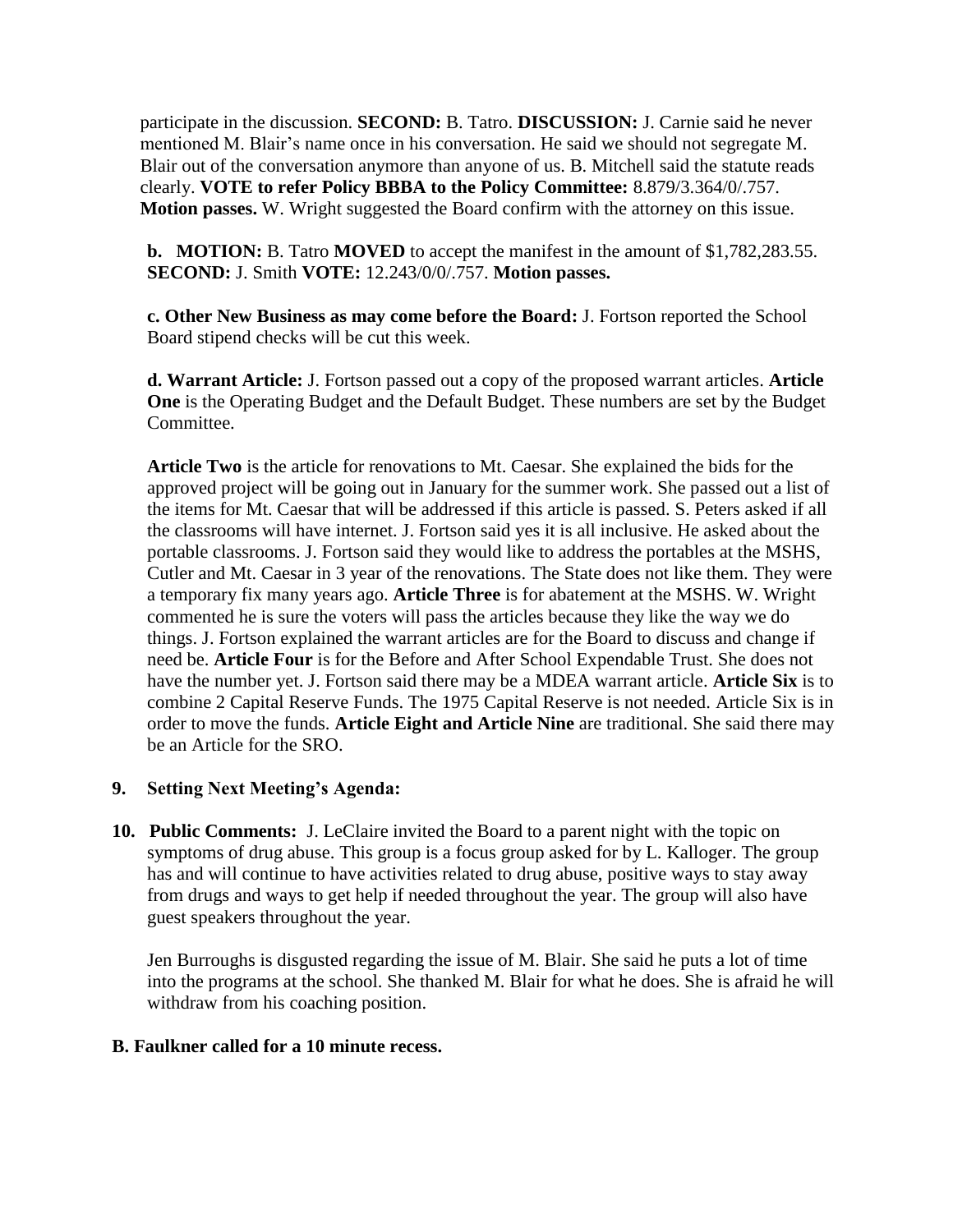participate in the discussion. **SECOND:** B. Tatro. **DISCUSSION:** J. Carnie said he never mentioned M. Blair's name once in his conversation. He said we should not segregate M. Blair out of the conversation anymore than anyone of us. B. Mitchell said the statute reads clearly. **VOTE to refer Policy BBBA to the Policy Committee:** 8.879/3.364/0/.757. **Motion passes.** W. Wright suggested the Board confirm with the attorney on this issue.

**b. MOTION:** B. Tatro **MOVED** to accept the manifest in the amount of $1,782,283.55. **SECOND:** J. Smith **VOTE:** 12.243/0/0/.757. **Motion passes.**

**c. Other New Business as may come before the Board:** J. Fortson reported the School Board stipend checks will be cut this week.

**d. Warrant Article:** J. Fortson passed out a copy of the proposed warrant articles. **Article One** is the Operating Budget and the Default Budget. These numbers are set by the Budget Committee.

**Article Two** is the article for renovations to Mt. Caesar. She explained the bids for the approved project will be going out in January for the summer work. She passed out a list of the items for Mt. Caesar that will be addressed if this article is passed. S. Peters asked if all the classrooms will have internet. J. Fortson said yes it is all inclusive. He asked about the portable classrooms. J. Fortson said they would like to address the portables at the MSHS, Cutler and Mt. Caesar in 3 year of the renovations. The State does not like them. They were a temporary fix many years ago. **Article Three** is for abatement at the MSHS. W. Wright commented he is sure the voters will pass the articles because they like the way we do things. J. Fortson explained the warrant articles are for the Board to discuss and change if need be. **Article Four** is for the Before and After School Expendable Trust. She does not have the number yet. J. Fortson said there may be a MDEA warrant article. **Article Six** is to combine 2 Capital Reserve Funds. The 1975 Capital Reserve is not needed. Article Six is in order to move the funds. **Article Eight and Article Nine** are traditional. She said there may be an Article for the SRO.

**9. Setting Next Meeting's Agenda:**

**10. Public Comments:** J. LeClaire invited the Board to a parent night with the topic on symptoms of drug abuse. This group is a focus group asked for by L. Kalloger. The group has and will continue to have activities related to drug abuse, positive ways to stay away from drugs and ways to get help if needed throughout the year. The group will also have guest speakers throughout the year.

Jen Burroughs is disgusted regarding the issue of M. Blair. She said he puts a lot of time into the programs at the school. She thanked M. Blair for what he does. She is afraid he will withdraw from his coaching position.

**B. Faulkner called for a 10 minute recess.**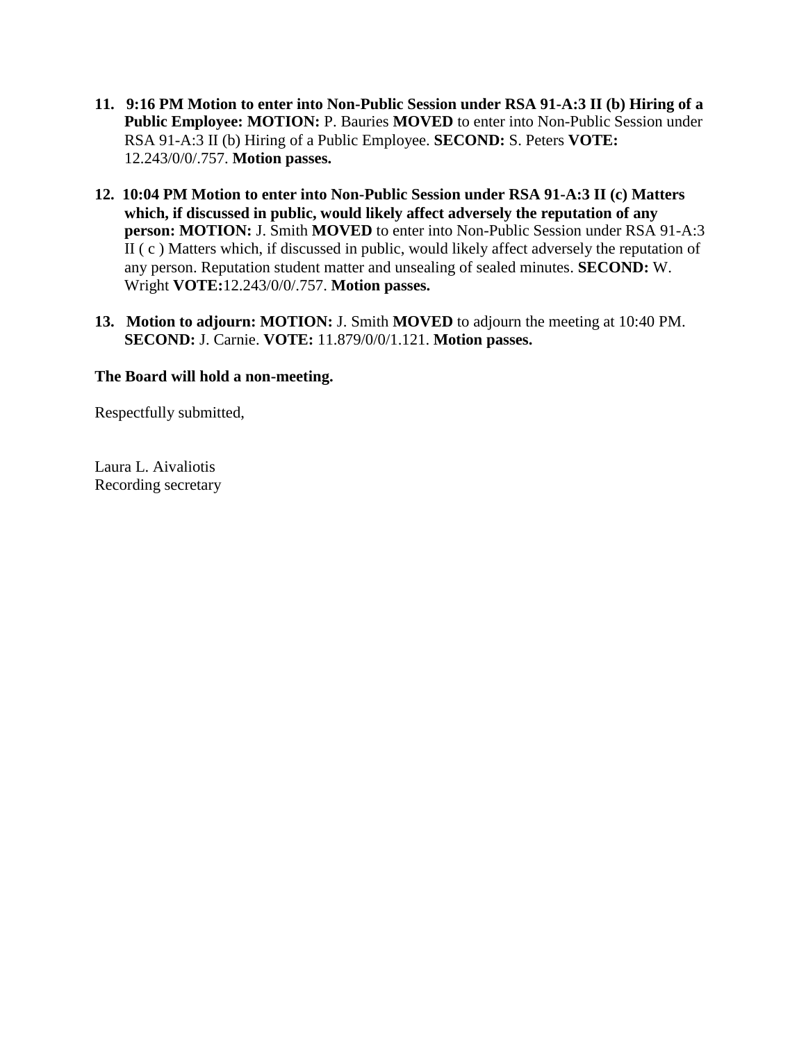11. **9:16 PM Motion to enter into Non-Public Session under RSA 91-A:3 II (b) Hiring of a Public Employee: MOTION:** P. Bauries **MOVED** to enter into Non-Public Session under RSA 91-A:3 II (b) Hiring of a Public Employee. **SECOND:** S. Peters **VOTE:** 12.243/0/0/.757. **Motion passes.**

12. **10:04 PM Motion to enter into Non-Public Session under RSA 91-A:3 II (c) Matters which, if discussed in public, would likely affect adversely the reputation of any person: MOTION:** J. Smith **MOVED** to enter into Non-Public Session under RSA 91-A:3 II ( c ) Matters which, if discussed in public, would likely affect adversely the reputation of any person. Reputation student matter and unsealing of sealed minutes. **SECOND:** W. Wright **VOTE:**12.243/0/0/.757. **Motion passes.**

13. **Motion to adjourn: MOTION:** J. Smith **MOVED** to adjourn the meeting at 10:40 PM. **SECOND:** J. Carnie. **VOTE:** 11.879/0/0/1.121. **Motion passes.**

**The Board will hold a non-meeting.**

Respectfully submitted,

Laura L. Aivaliotis
Recording secretary